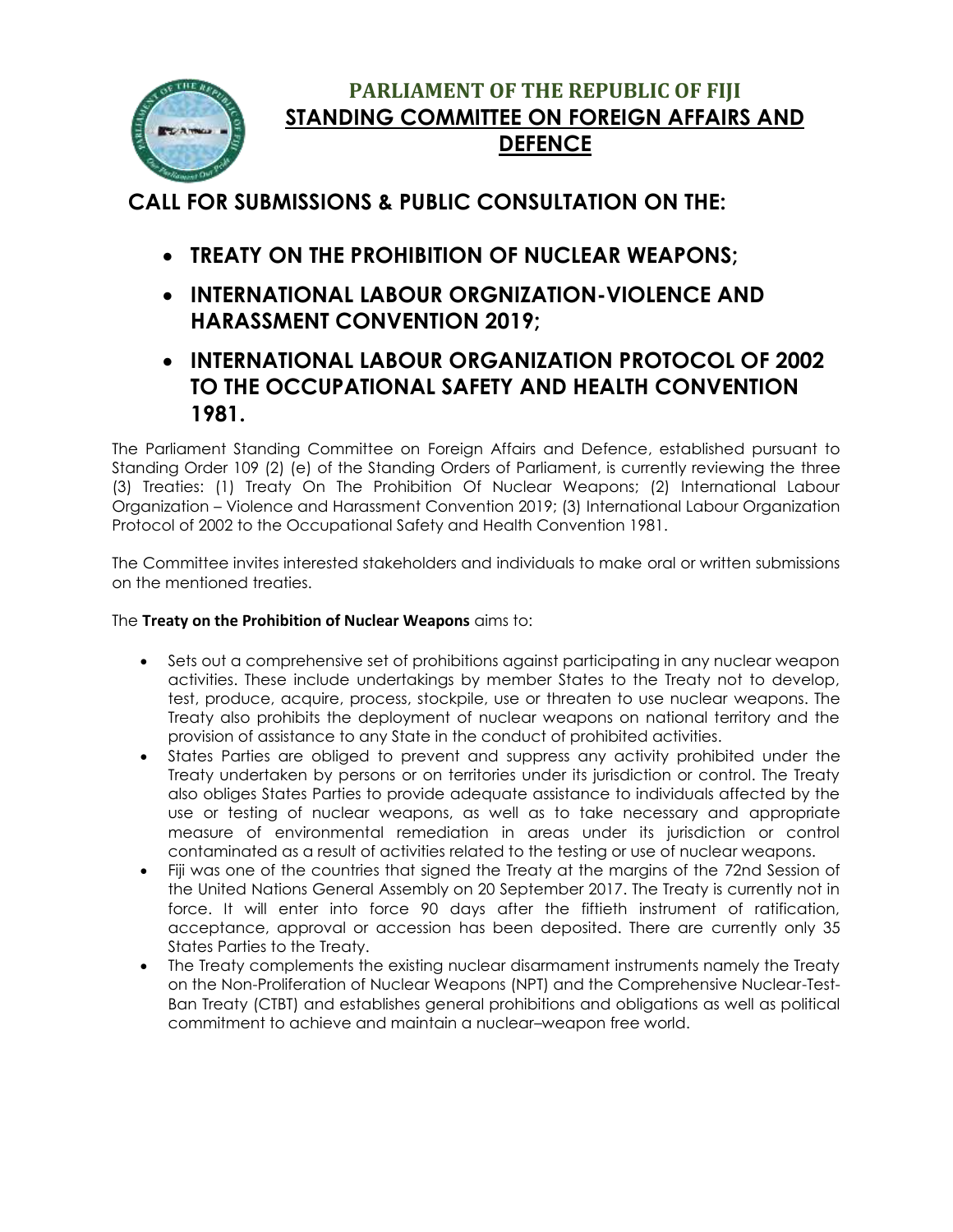# PARLIAMENT OF THE REPUBLIC OF FIJI

## STANDING COMMITTEE ON FOREIGN AFFAIRS AND DEFENCE

## CALL FOR SUBMISSIONS & PUBLIC CONSULTATION ON THE:

- **TREATY ON THE PROHIBITION OF NUCLEAR WEAPONS;**
- **INTERNATIONAL LABOUR ORGNIZATION-VIOLENCE AND HARASSMENT CONVENTION 2019;**
- **INTERNATIONAL LABOUR ORGANIZATION PROTOCOL OF 2002 TO THE OCCUPATIONAL SAFETY AND HEALTH CONVENTION 1981.**

The Parliament Standing Committee on Foreign Affairs and Defence, established pursuant to Standing Order 109 (2) (e) of the Standing Orders of Parliament, is currently reviewing the three (3) Treaties: (1) Treaty On The Prohibition Of Nuclear Weapons; (2) International Labour Organization – Violence and Harassment Convention 2019; (3) International Labour Organization Protocol of 2002 to the Occupational Safety and Health Convention 1981.

The Committee invites interested stakeholders and individuals to make oral or written submissions on the mentioned treaties.

The **Treaty on the Prohibition of Nuclear Weapons** aims to:

- Sets out a comprehensive set of prohibitions against participating in any nuclear weapon activities. These include undertakings by member States to the Treaty not to develop, test, produce, acquire, process, stockpile, use or threaten to use nuclear weapons. The Treaty also prohibits the deployment of nuclear weapons on national territory and the provision of assistance to any State in the conduct of prohibited activities.
- States Parties are obliged to prevent and suppress any activity prohibited under the Treaty undertaken by persons or on territories under its jurisdiction or control. The Treaty also obliges States Parties to provide adequate assistance to individuals affected by the use or testing of nuclear weapons, as well as to take necessary and appropriate measure of environmental remediation in areas under its jurisdiction or control contaminated as a result of activities related to the testing or use of nuclear weapons.
- Fiji was one of the countries that signed the Treaty at the margins of the 72nd Session of the United Nations General Assembly on 20 September 2017. The Treaty is currently not in force. It will enter into force 90 days after the fiftieth instrument of ratification, acceptance, approval or accession has been deposited. There are currently only 35 States Parties to the Treaty.
- The Treaty complements the existing nuclear disarmament instruments namely the Treaty on the Non-Proliferation of Nuclear Weapons (NPT) and the Comprehensive Nuclear-Test-Ban Treaty (CTBT) and establishes general prohibitions and obligations as well as political commitment to achieve and maintain a nuclear–weapon free world.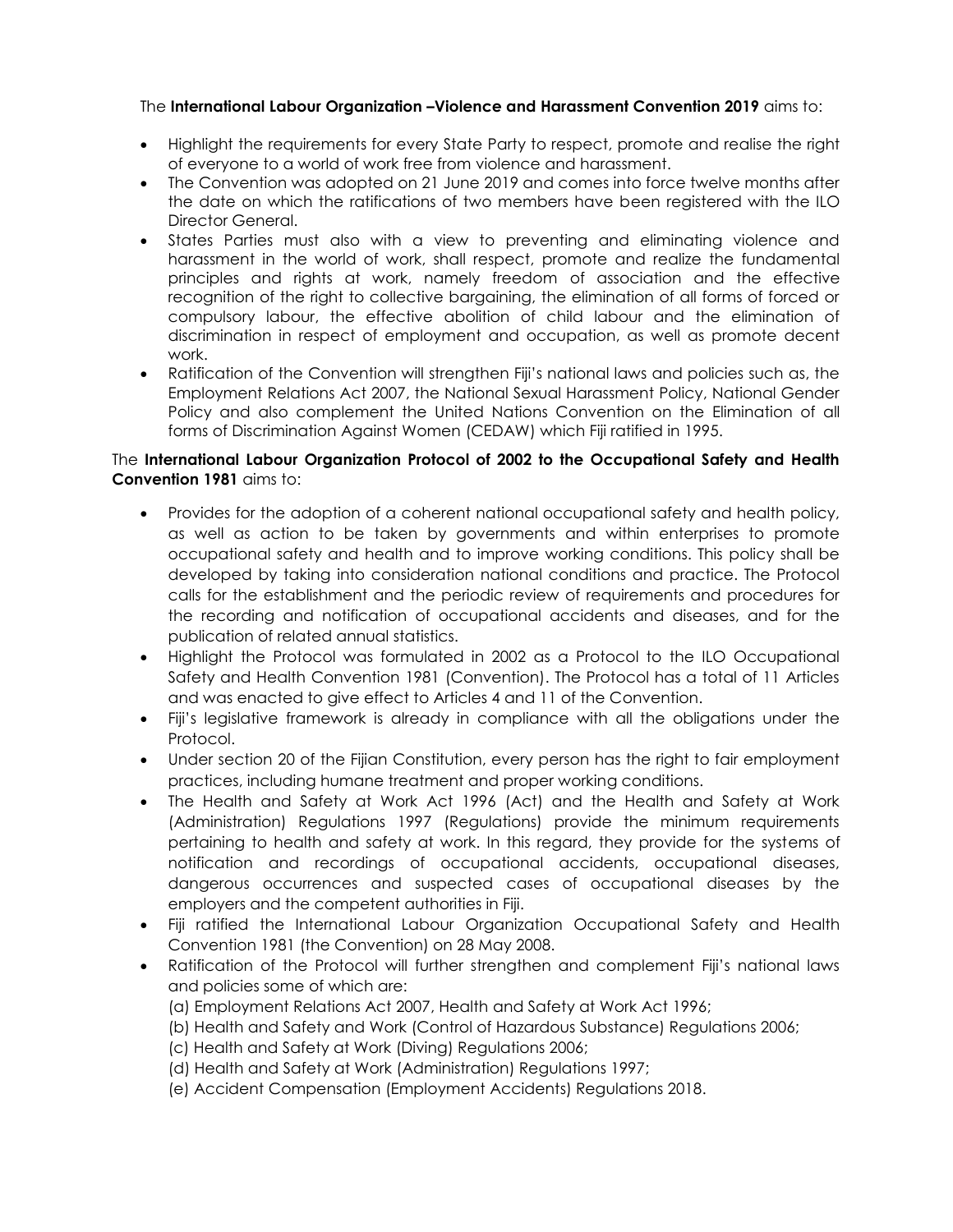The **International Labour Organization –Violence and Harassment Convention 2019** aims to:

- Highlight the requirements for every State Party to respect, promote and realise the right of everyone to a world of work free from violence and harassment.
- The Convention was adopted on 21 June 2019 and comes into force twelve months after the date on which the ratifications of two members have been registered with the ILO Director General.
- States Parties must also with a view to preventing and eliminating violence and harassment in the world of work, shall respect, promote and realize the fundamental principles and rights at work, namely freedom of association and the effective recognition of the right to collective bargaining, the elimination of all forms of forced or compulsory labour, the effective abolition of child labour and the elimination of discrimination in respect of employment and occupation, as well as promote decent work.
- Ratification of the Convention will strengthen Fiji's national laws and policies such as, the Employment Relations Act 2007, the National Sexual Harassment Policy, National Gender Policy and also complement the United Nations Convention on the Elimination of all forms of Discrimination Against Women (CEDAW) which Fiji ratified in 1995.

The **International Labour Organization Protocol of 2002 to the Occupational Safety and Health Convention 1981** aims to:

- Provides for the adoption of a coherent national occupational safety and health policy, as well as action to be taken by governments and within enterprises to promote occupational safety and health and to improve working conditions. This policy shall be developed by taking into consideration national conditions and practice. The Protocol calls for the establishment and the periodic review of requirements and procedures for the recording and notification of occupational accidents and diseases, and for the publication of related annual statistics.
- Highlight the Protocol was formulated in 2002 as a Protocol to the ILO Occupational Safety and Health Convention 1981 (Convention). The Protocol has a total of 11 Articles and was enacted to give effect to Articles 4 and 11 of the Convention.
- Fiji's legislative framework is already in compliance with all the obligations under the Protocol.
- Under section 20 of the Fijian Constitution, every person has the right to fair employment practices, including humane treatment and proper working conditions.
- The Health and Safety at Work Act 1996 (Act) and the Health and Safety at Work (Administration) Regulations 1997 (Regulations) provide the minimum requirements pertaining to health and safety at work. In this regard, they provide for the systems of notification and recordings of occupational accidents, occupational diseases, dangerous occurrences and suspected cases of occupational diseases by the employers and the competent authorities in Fiji.
- Fiji ratified the International Labour Organization Occupational Safety and Health Convention 1981 (the Convention) on 28 May 2008.
- Ratification of the Protocol will further strengthen and complement Fiji's national laws and policies some of which are:
  (a) Employment Relations Act 2007, Health and Safety at Work Act 1996;
  (b) Health and Safety and Work (Control of Hazardous Substance) Regulations 2006;
  (c) Health and Safety at Work (Diving) Regulations 2006;
  (d) Health and Safety at Work (Administration) Regulations 1997;
  (e) Accident Compensation (Employment Accidents) Regulations 2018.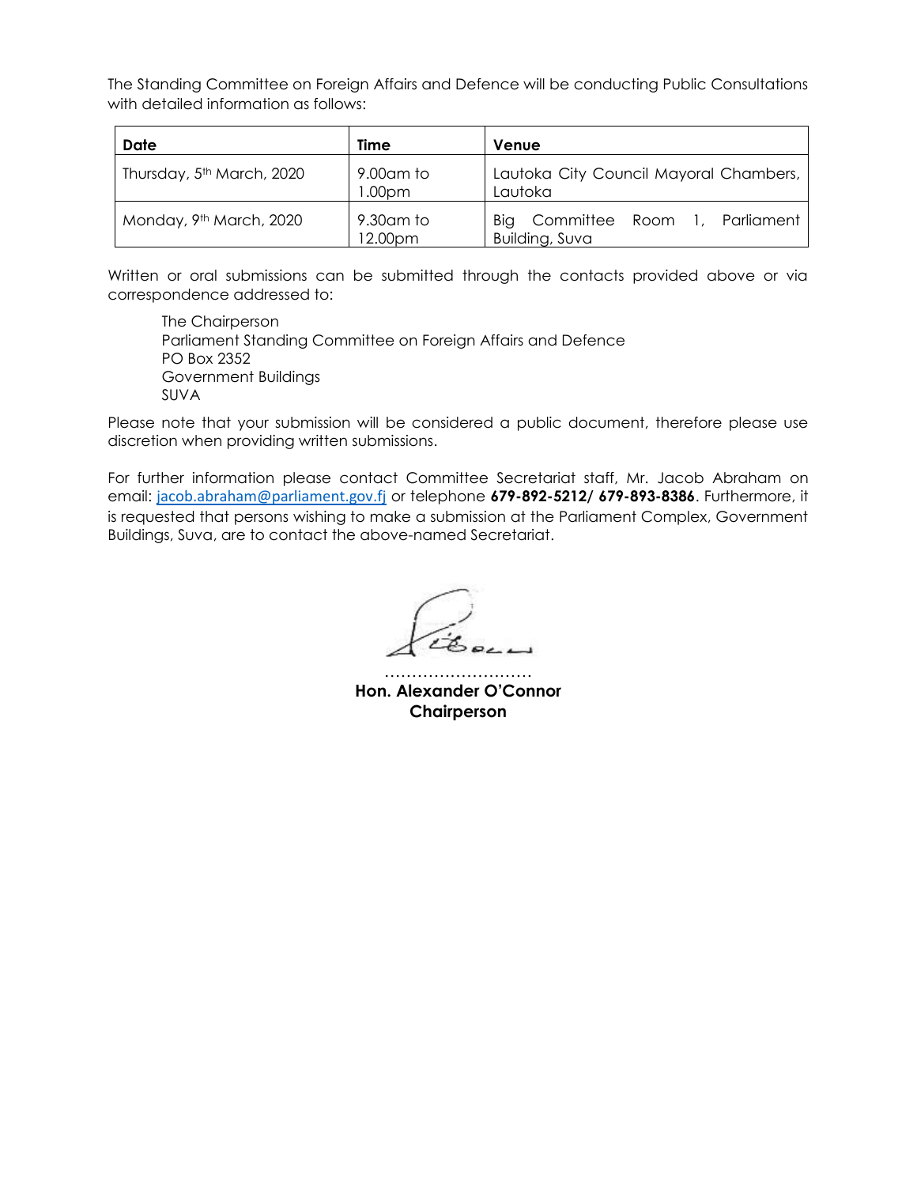The Standing Committee on Foreign Affairs and Defence will be conducting Public Consultations with detailed information as follows:

| Date | Time | Venue |
|---|---|---|
| Thursday, 5th March, 2020 | 9.00am to 1.00pm | Lautoka City Council Mayoral Chambers, Lautoka |
| Monday, 9th March, 2020 | 9.30am to 12.00pm | Big Committee Room 1, Parliament Building, Suva |

Written or oral submissions can be submitted through the contacts provided above or via correspondence addressed to:

The Chairperson
Parliament Standing Committee on Foreign Affairs and Defence
PO Box 2352
Government Buildings
SUVA

Please note that your submission will be considered a public document, therefore please use discretion when providing written submissions.

For further information please contact Committee Secretariat staff, Mr. Jacob Abraham on email: jacob.abraham@parliament.gov.fj or telephone **679-892-5212/ 679-893-8386**. Furthermore, it is requested that persons wishing to make a submission at the Parliament Complex, Government Buildings, Suva, are to contact the above-named Secretariat.

…………………………
**Hon. Alexander O'Connor**
**Chairperson**